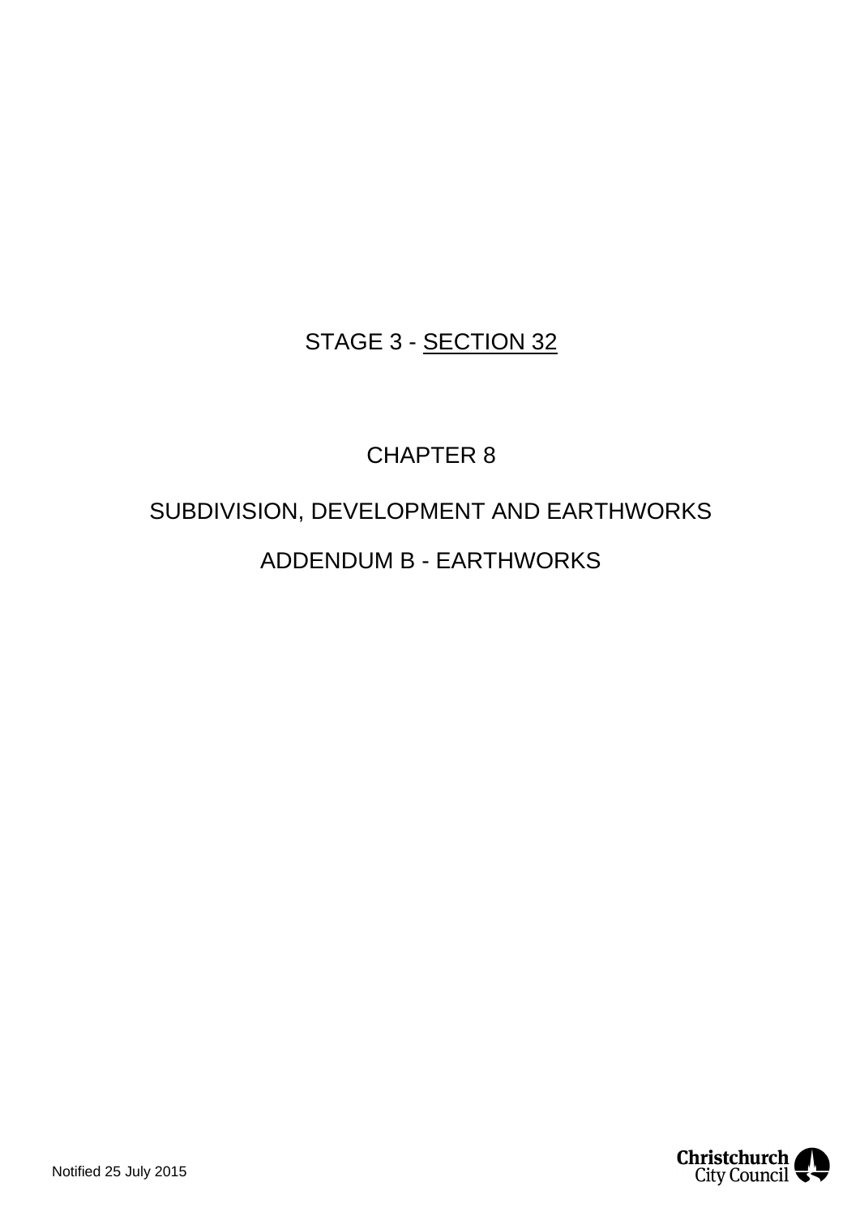STAGE 3 - <u>SECTION 32</u>

# CHAPTER 8

# SUBDIVISION, DEVELOPMENT AND EARTHWORKS

## ADDENDUM B - EARTHWORKS

Notified 25 July 2015

Christchurch City Council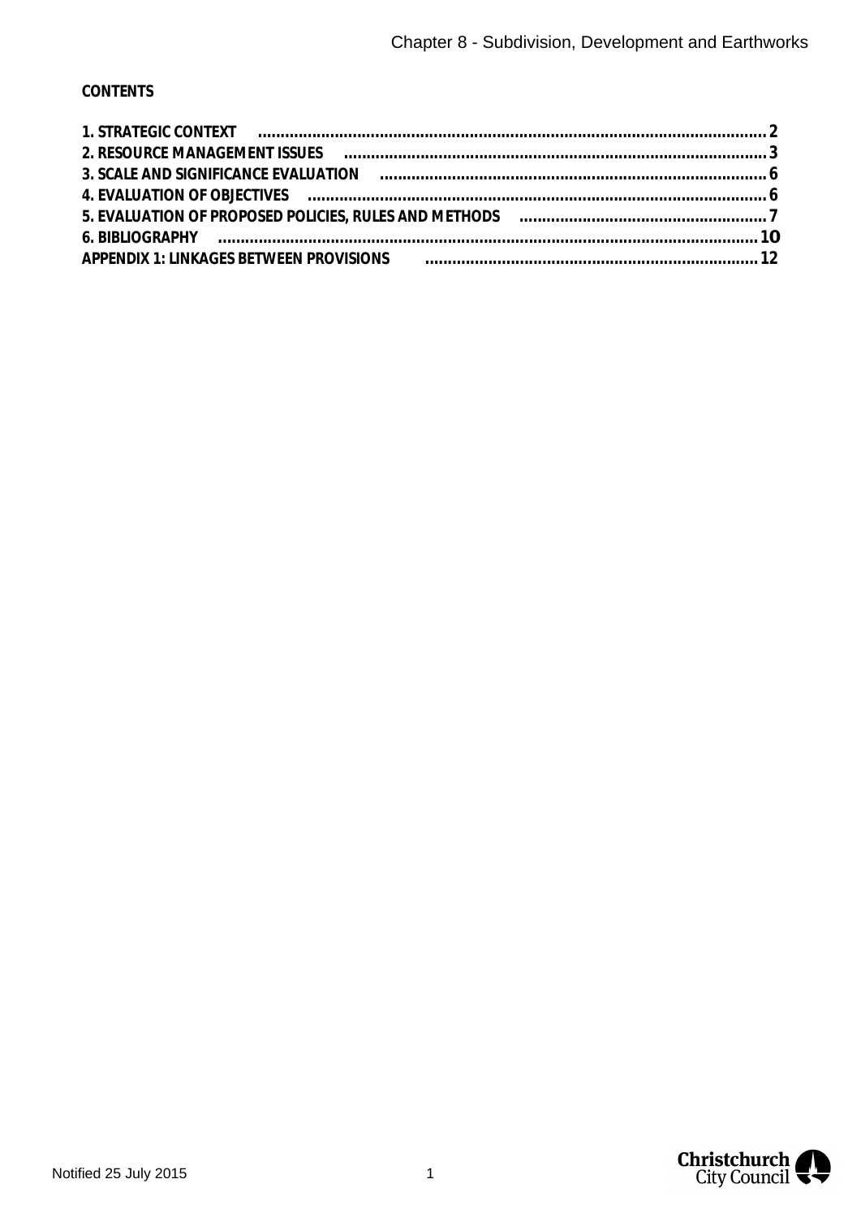**CONTENTS**

| | |
|---|---|
| **1. STRATEGIC CONTEXT** | **2** |
| **2. RESOURCE MANAGEMENT ISSUES** | **3** |
| **3. SCALE AND SIGNIFICANCE EVALUATION** | **6** |
| **4. EVALUATION OF OBJECTIVES** | **6** |
| **5. EVALUATION OF PROPOSED POLICIES, RULES AND METHODS** | **7** |
| **6. BIBLIOGRAPHY** | **10** |
| **APPENDIX 1: LINKAGES BETWEEN PROVISIONS** | **12** |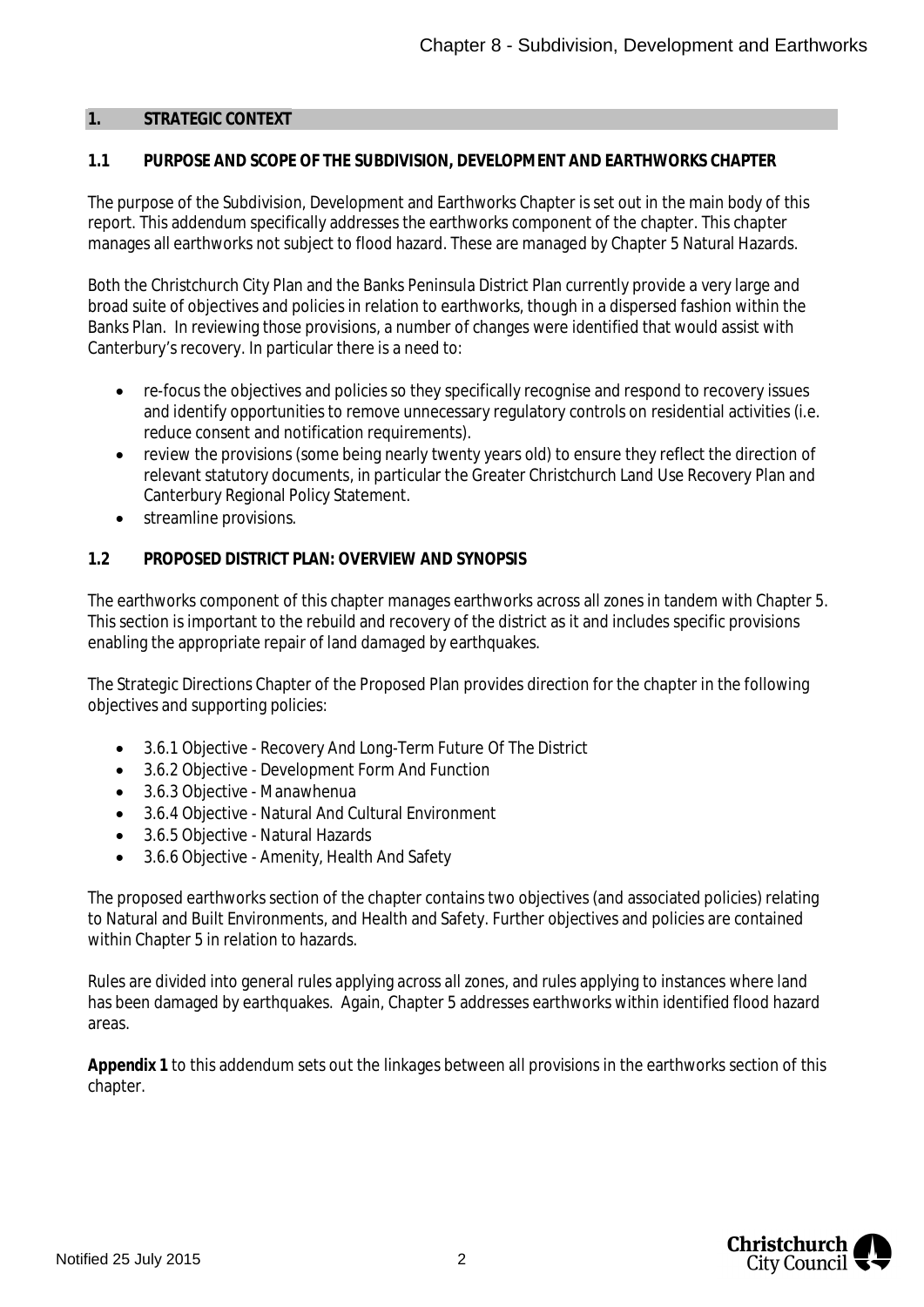## 1. STRATEGIC CONTEXT

### 1.1 PURPOSE AND SCOPE OF THE SUBDIVISION, DEVELOPMENT AND EARTHWORKS CHAPTER

The purpose of the Subdivision, Development and Earthworks Chapter is set out in the main body of this report. This addendum specifically addresses the earthworks component of the chapter. This chapter manages all earthworks not subject to flood hazard. These are managed by Chapter 5 Natural Hazards.

Both the Christchurch City Plan and the Banks Peninsula District Plan currently provide a very large and broad suite of objectives and policies in relation to earthworks, though in a dispersed fashion within the Banks Plan. In reviewing those provisions, a number of changes were identified that would assist with Canterbury's recovery. In particular there is a need to:

- re-focus the objectives and policies so they specifically recognise and respond to recovery issues and identify opportunities to remove unnecessary regulatory controls on residential activities (i.e. reduce consent and notification requirements).
- review the provisions (some being nearly twenty years old) to ensure they reflect the direction of relevant statutory documents, in particular the Greater Christchurch Land Use Recovery Plan and Canterbury Regional Policy Statement.
- streamline provisions.

### 1.2 PROPOSED DISTRICT PLAN: OVERVIEW AND SYNOPSIS

The earthworks component of this chapter manages earthworks across all zones in tandem with Chapter 5. This section is important to the rebuild and recovery of the district as it and includes specific provisions enabling the appropriate repair of land damaged by earthquakes.

The Strategic Directions Chapter of the Proposed Plan provides direction for the chapter in the following objectives and supporting policies:

- 3.6.1 Objective - Recovery And Long-Term Future Of The District
- 3.6.2 Objective - Development Form And Function
- 3.6.3 Objective - Manawhenua
- 3.6.4 Objective - Natural And Cultural Environment
- 3.6.5 Objective - Natural Hazards
- 3.6.6 Objective - Amenity, Health And Safety

The proposed earthworks section of the chapter contains two objectives (and associated policies) relating to Natural and Built Environments, and Health and Safety. Further objectives and policies are contained within Chapter 5 in relation to hazards.

Rules are divided into general rules applying across all zones, and rules applying to instances where land has been damaged by earthquakes. Again, Chapter 5 addresses earthworks within identified flood hazard areas.

**Appendix 1** to this addendum sets out the linkages between all provisions in the earthworks section of this chapter.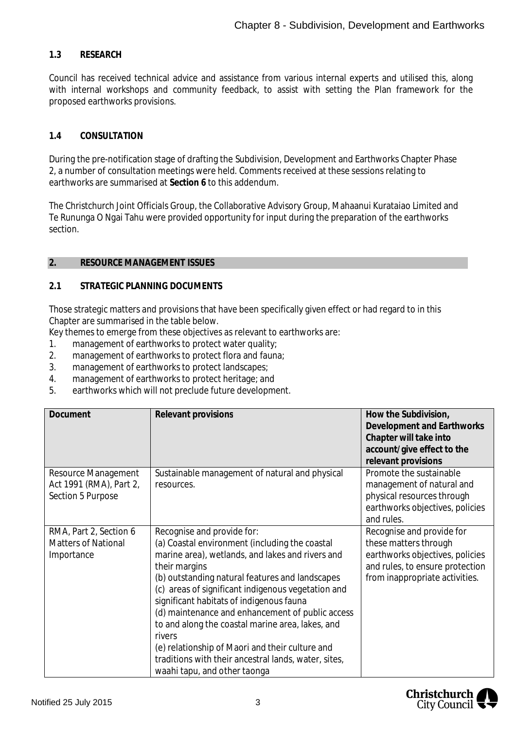### 1.3 RESEARCH

Council has received technical advice and assistance from various internal experts and utilised this, along with internal workshops and community feedback, to assist with setting the Plan framework for the proposed earthworks provisions.

### 1.4 CONSULTATION

During the pre-notification stage of drafting the Subdivision, Development and Earthworks Chapter Phase 2, a number of consultation meetings were held. Comments received at these sessions relating to earthworks are summarised at **Section 6** to this addendum.

The Christchurch Joint Officials Group, the Collaborative Advisory Group, Mahaanui Kurataiao Limited and Te Runanga O Ngai Tahu were provided opportunity for input during the preparation of the earthworks section.

## 2. RESOURCE MANAGEMENT ISSUES

### 2.1 STRATEGIC PLANNING DOCUMENTS

Those strategic matters and provisions that have been specifically given effect or had regard to in this Chapter are summarised in the table below.

Key themes to emerge from these objectives as relevant to earthworks are:

1. management of earthworks to protect water quality;
2. management of earthworks to protect flora and fauna;
3. management of earthworks to protect landscapes;
4. management of earthworks to protect heritage; and
5. earthworks which will not preclude future development.

| Document | Relevant provisions | How the Subdivision, Development and Earthworks Chapter will take into account/give effect to the relevant provisions |
|---|---|---|
| Resource Management Act 1991 (RMA), Part 2, Section 5 Purpose | Sustainable management of natural and physical resources. | Promote the sustainable management of natural and physical resources through earthworks objectives, policies and rules. |
| RMA, Part 2, Section 6 Matters of National Importance | Recognise and provide for:<br>(a) Coastal environment (including the coastal marine area), wetlands, and lakes and rivers and their margins<br>(b) outstanding natural features and landscapes<br>(c) areas of significant indigenous vegetation and significant habitats of indigenous fauna<br>(d) maintenance and enhancement of public access to and along the coastal marine area, lakes, and rivers<br>(e) relationship of Maori and their culture and traditions with their ancestral lands, water, sites, waahi tapu, and other taonga | Recognise and provide for these matters through earthworks objectives, policies and rules, to ensure protection from inappropriate activities. |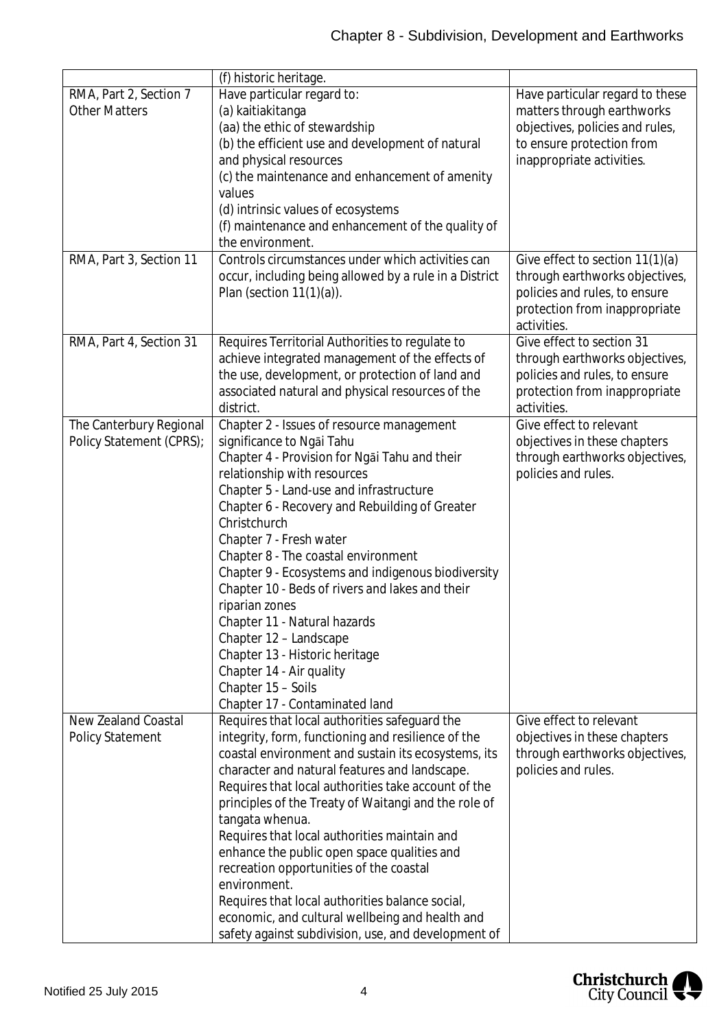|  |  |  |
|---|---|---|
|  | (f) historic heritage. |  |
| RMA, Part 2, Section 7 Other Matters | Have particular regard to:<br>(a) kaitiakitanga<br>(aa) the ethic of stewardship<br>(b) the efficient use and development of natural and physical resources<br>(c) the maintenance and enhancement of amenity values<br>(d) intrinsic values of ecosystems<br>(f) maintenance and enhancement of the quality of the environment. | Have particular regard to these matters through earthworks objectives, policies and rules, to ensure protection from inappropriate activities. |
| RMA, Part 3, Section 11 | Controls circumstances under which activities can occur, including being allowed by a rule in a District Plan (section 11(1)(a)). | Give effect to section 11(1)(a) through earthworks objectives, policies and rules, to ensure protection from inappropriate activities. |
| RMA, Part 4, Section 31 | Requires Territorial Authorities to regulate to achieve integrated management of the effects of the use, development, or protection of land and associated natural and physical resources of the district. | Give effect to section 31 through earthworks objectives, policies and rules, to ensure protection from inappropriate activities. |
| The Canterbury Regional Policy Statement (CPRS); | Chapter 2 - Issues of resource management significance to Ngāi Tahu<br>Chapter 4 - Provision for Ngāi Tahu and their relationship with resources<br>Chapter 5 - Land-use and infrastructure<br>Chapter 6 - Recovery and Rebuilding of Greater Christchurch<br>Chapter 7 - Fresh water<br>Chapter 8 - The coastal environment<br>Chapter 9 - Ecosystems and indigenous biodiversity<br>Chapter 10 - Beds of rivers and lakes and their riparian zones<br>Chapter 11 - Natural hazards<br>Chapter 12 – Landscape<br>Chapter 13 - Historic heritage<br>Chapter 14 - Air quality<br>Chapter 15 – Soils<br>Chapter 17 - Contaminated land | Give effect to relevant objectives in these chapters through earthworks objectives, policies and rules. |
| New Zealand Coastal Policy Statement | Requires that local authorities safeguard the integrity, form, functioning and resilience of the coastal environment and sustain its ecosystems, its character and natural features and landscape.<br>Requires that local authorities take account of the principles of the Treaty of Waitangi and the role of tangata whenua.<br>Requires that local authorities maintain and enhance the public open space qualities and recreation opportunities of the coastal environment.<br>Requires that local authorities balance social, economic, and cultural wellbeing and health and safety against subdivision, use, and development of | Give effect to relevant objectives in these chapters through earthworks objectives, policies and rules. |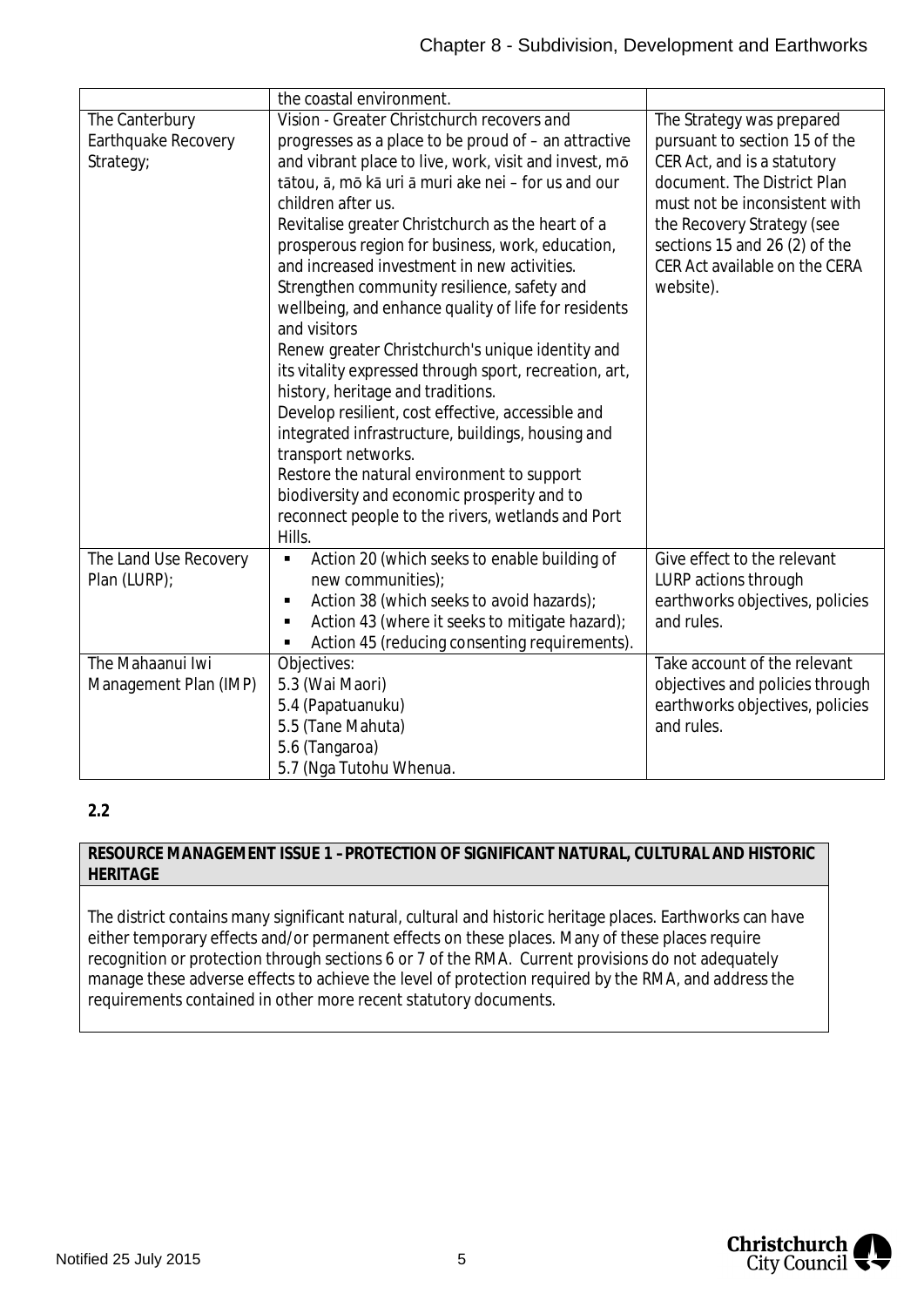| | | |
|---|---|---|
| | the coastal environment. | |
| The Canterbury Earthquake Recovery Strategy; | Vision - Greater Christchurch recovers and progresses as a place to be proud of – an attractive and vibrant place to live, work, visit and invest, mō tātou, ā, mō kā uri ā muri ake nei – for us and our children after us.<br>Revitalise greater Christchurch as the heart of a prosperous region for business, work, education, and increased investment in new activities.<br>Strengthen community resilience, safety and wellbeing, and enhance quality of life for residents and visitors<br>Renew greater Christchurch's unique identity and its vitality expressed through sport, recreation, art, history, heritage and traditions.<br>Develop resilient, cost effective, accessible and integrated infrastructure, buildings, housing and transport networks.<br>Restore the natural environment to support biodiversity and economic prosperity and to reconnect people to the rivers, wetlands and Port Hills. | The Strategy was prepared pursuant to section 15 of the CER Act, and is a statutory document. The District Plan must not be inconsistent with the Recovery Strategy (see sections 15 and 26 (2) of the CER Act available on the CERA website). |
| The Land Use Recovery Plan (LURP); | ▪ Action 20 (which seeks to enable building of new communities);<br>▪ Action 38 (which seeks to avoid hazards);<br>▪ Action 43 (where it seeks to mitigate hazard);<br>▪ Action 45 (reducing consenting requirements). | Give effect to the relevant LURP actions through earthworks objectives, policies and rules. |
| The Mahaanui Iwi Management Plan (IMP) | Objectives:<br>5.3 (Wai Maori)<br>5.4 (Papatuanuku)<br>5.5 (Tane Mahuta)<br>5.6 (Tangaroa)<br>5.7 (Nga Tutohu Whenua. | Take account of the relevant objectives and policies through earthworks objectives, policies and rules. |

**2.2**

| RESOURCE MANAGEMENT ISSUE 1 – PROTECTION OF SIGNIFICANT NATURAL, CULTURAL AND HISTORIC HERITAGE |
|---|
| The district contains many significant natural, cultural and historic heritage places. Earthworks can have either temporary effects and/or permanent effects on these places. Many of these places require recognition or protection through sections 6 or 7 of the RMA. Current provisions do not adequately manage these adverse effects to achieve the level of protection required by the RMA, and address the requirements contained in other more recent statutory documents. |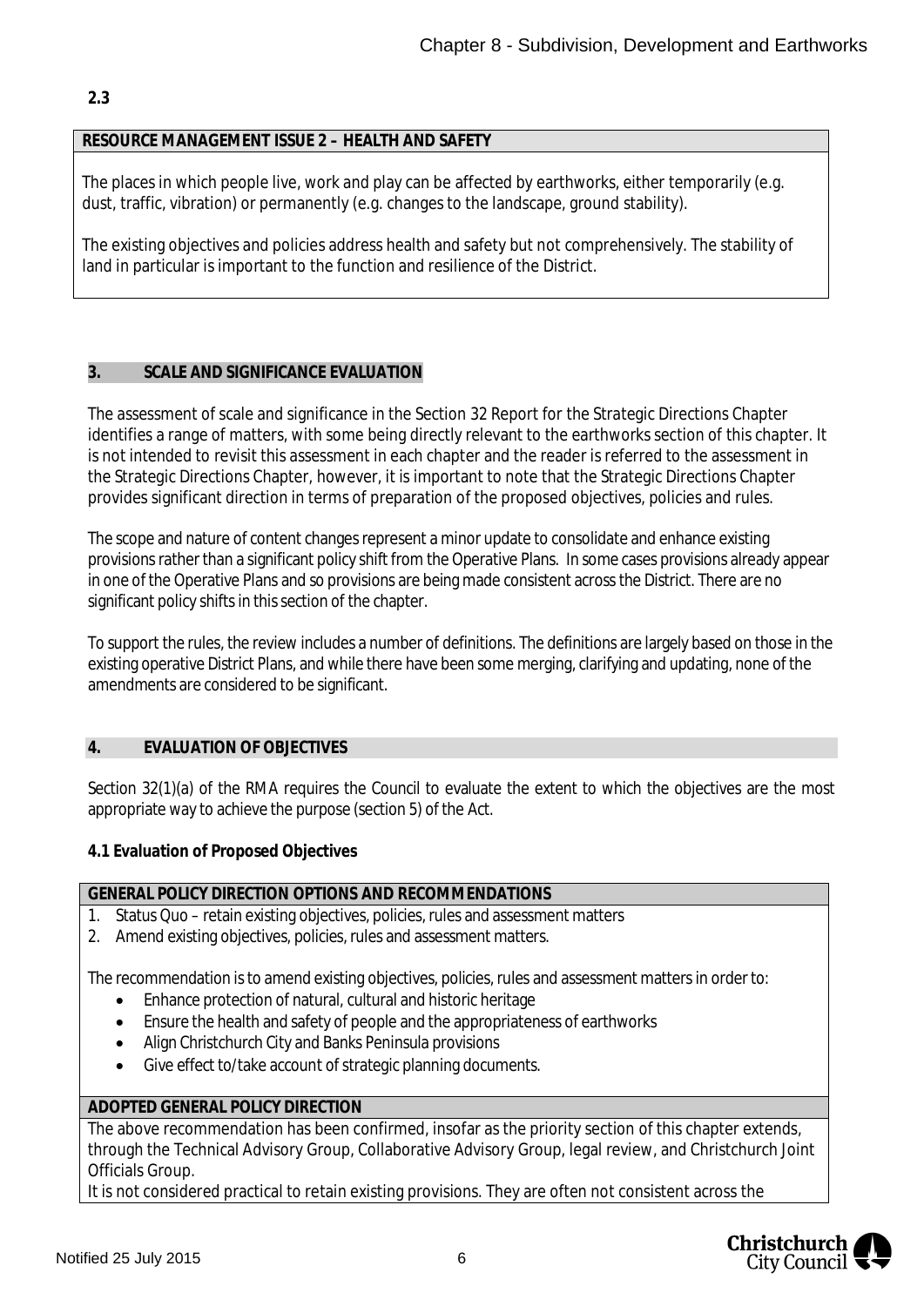**2.3**

| RESOURCE MANAGEMENT ISSUE 2 – HEALTH AND SAFETY |
|---|
| The places in which people live, work and play can be affected by earthworks, either temporarily (e.g. dust, traffic, vibration) or permanently (e.g. changes to the landscape, ground stability).<br><br>The existing objectives and policies address health and safety but not comprehensively. The stability of land in particular is important to the function and resilience of the District. |

## 3. SCALE AND SIGNIFICANCE EVALUATION

The assessment of scale and significance in the Section 32 Report for the Strategic Directions Chapter identifies a range of matters, with some being directly relevant to the earthworks section of this chapter. It is not intended to revisit this assessment in each chapter and the reader is referred to the assessment in the Strategic Directions Chapter, however, it is important to note that the Strategic Directions Chapter provides significant direction in terms of preparation of the proposed objectives, policies and rules.

The scope and nature of content changes represent a minor update to consolidate and enhance existing provisions rather than a significant policy shift from the Operative Plans. In some cases provisions already appear in one of the Operative Plans and so provisions are being made consistent across the District. There are no significant policy shifts in this section of the chapter.

To support the rules, the review includes a number of definitions. The definitions are largely based on those in the existing operative District Plans, and while there have been some merging, clarifying and updating, none of the amendments are considered to be significant.

## 4. EVALUATION OF OBJECTIVES

Section 32(1)(a) of the RMA requires the Council to evaluate the extent to which the objectives are the most appropriate way to achieve the purpose (section 5) of the Act.

**4.1 Evaluation of Proposed Objectives**

| GENERAL POLICY DIRECTION OPTIONS AND RECOMMENDATIONS |
|---|
| 1. Status Quo – retain existing objectives, policies, rules and assessment matters<br>2. Amend existing objectives, policies, rules and assessment matters.<br><br>The recommendation is to amend existing objectives, policies, rules and assessment matters in order to:<br>• Enhance protection of natural, cultural and historic heritage<br>• Ensure the health and safety of people and the appropriateness of earthworks<br>• Align Christchurch City and Banks Peninsula provisions<br>• Give effect to/take account of strategic planning documents. |
| **ADOPTED GENERAL POLICY DIRECTION** |
| The above recommendation has been confirmed, insofar as the priority section of this chapter extends, through the Technical Advisory Group, Collaborative Advisory Group, legal review, and Christchurch Joint Officials Group.<br>It is not considered practical to retain existing provisions. They are often not consistent across the |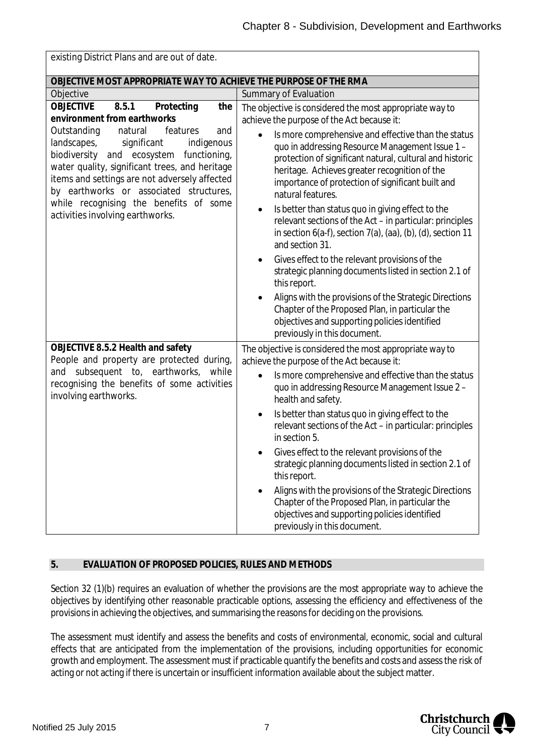existing District Plans and are out of date.

| OBJECTIVE MOST APPROPRIATE WAY TO ACHIEVE THE PURPOSE OF THE RMA | |
|---|---|
| Objective | Summary of Evaluation |
| **OBJECTIVE 8.5.1 Protecting the environment from earthworks**<br>Outstanding natural features and landscapes, significant indigenous biodiversity and ecosystem functioning, water quality, significant trees, and heritage items and settings are not adversely affected by earthworks or associated structures, while recognising the benefits of some activities involving earthworks. | The objective is considered the most appropriate way to achieve the purpose of the Act because it:<br>• Is more comprehensive and effective than the status quo in addressing Resource Management Issue 1 – protection of significant natural, cultural and historic heritage. Achieves greater recognition of the importance of protection of significant built and natural features.<br>• Is better than status quo in giving effect to the relevant sections of the Act – in particular: principles in section 6(a-f), section 7(a), (aa), (b), (d), section 11 and section 31.<br>• Gives effect to the relevant provisions of the strategic planning documents listed in section 2.1 of this report.<br>• Aligns with the provisions of the Strategic Directions Chapter of the Proposed Plan, in particular the objectives and supporting policies identified previously in this document. |
| **OBJECTIVE 8.5.2 Health and safety**<br>People and property are protected during, and subsequent to, earthworks, while recognising the benefits of some activities involving earthworks. | The objective is considered the most appropriate way to achieve the purpose of the Act because it:<br>• Is more comprehensive and effective than the status quo in addressing Resource Management Issue 2 – health and safety.<br>• Is better than status quo in giving effect to the relevant sections of the Act – in particular: principles in section 5.<br>• Gives effect to the relevant provisions of the strategic planning documents listed in section 2.1 of this report.<br>• Aligns with the provisions of the Strategic Directions Chapter of the Proposed Plan, in particular the objectives and supporting policies identified previously in this document. |

## 5. EVALUATION OF PROPOSED POLICIES, RULES AND METHODS

Section 32 (1)(b) requires an evaluation of whether the provisions are the most appropriate way to achieve the objectives by identifying other reasonable practicable options, assessing the efficiency and effectiveness of the provisions in achieving the objectives, and summarising the reasons for deciding on the provisions.

The assessment must identify and assess the benefits and costs of environmental, economic, social and cultural effects that are anticipated from the implementation of the provisions, including opportunities for economic growth and employment. The assessment must if practicable quantify the benefits and costs and assess the risk of acting or not acting if there is uncertain or insufficient information available about the subject matter.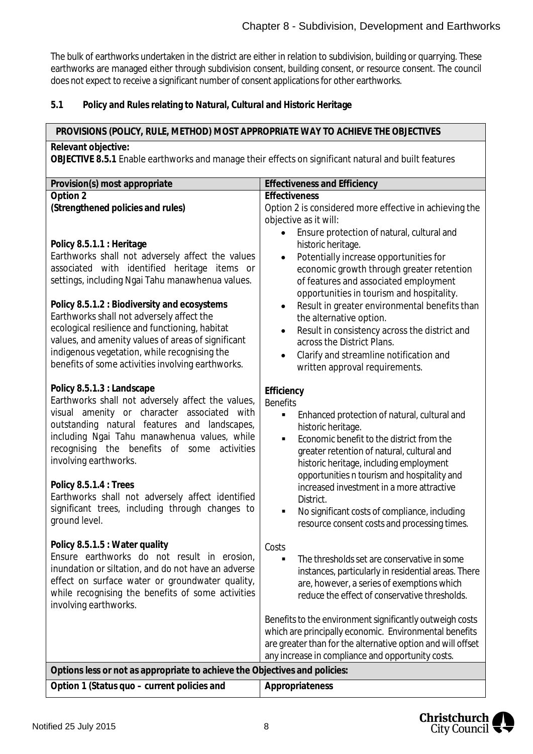The bulk of earthworks undertaken in the district are either in relation to subdivision, building or quarrying. These earthworks are managed either through subdivision consent, building consent, or resource consent. The council does not expect to receive a significant number of consent applications for other earthworks.

## 5.1 Policy and Rules relating to Natural, Cultural and Historic Heritage

| **PROVISIONS (POLICY, RULE, METHOD) MOST APPROPRIATE WAY TO ACHIEVE THE OBJECTIVES** | |
|---|---|
| **Relevant objective:**<br>**OBJECTIVE 8.5.1** Enable earthworks and manage their effects on significant natural and built features | |
| **Provision(s) most appropriate** | **Effectiveness and Efficiency** |
| **Option 2**<br>**(Strengthened policies and rules)**<br><br>**Policy 8.5.1.1 : Heritage**<br>Earthworks shall not adversely affect the values associated with identified heritage items or settings, including Ngai Tahu manawhenua values.<br><br>**Policy 8.5.1.2 : Biodiversity and ecosystems**<br>Earthworks shall not adversely affect the ecological resilience and functioning, habitat values, and amenity values of areas of significant indigenous vegetation, while recognising the benefits of some activities involving earthworks.<br><br>**Policy 8.5.1.3 : Landscape**<br>Earthworks shall not adversely affect the values, visual amenity or character associated with outstanding natural features and landscapes, including Ngai Tahu manawhenua values, while recognising the benefits of some activities involving earthworks.<br><br>**Policy 8.5.1.4 : Trees**<br>Earthworks shall not adversely affect identified significant trees, including through changes to ground level.<br><br>**Policy 8.5.1.5 : Water quality**<br>Ensure earthworks do not result in erosion, inundation or siltation, and do not have an adverse effect on surface water or groundwater quality, while recognising the benefits of some activities involving earthworks. | **Effectiveness**<br>Option 2 is considered more effective in achieving the objective as it will:<br>• Ensure protection of natural, cultural and historic heritage.<br>• Potentially increase opportunities for economic growth through greater retention of features and associated employment opportunities in tourism and hospitality.<br>• Result in greater environmental benefits than the alternative option.<br>• Result in consistency across the district and across the District Plans.<br>• Clarify and streamline notification and written approval requirements.<br><br>**Efficiency**<br>Benefits<br>▪ Enhanced protection of natural, cultural and historic heritage.<br>▪ Economic benefit to the district from the greater retention of natural, cultural and historic heritage, including employment opportunities n tourism and hospitality and increased investment in a more attractive District.<br>▪ No significant costs of compliance, including resource consent costs and processing times.<br><br>Costs<br>▪ The thresholds set are conservative in some instances, particularly in residential areas. There are, however, a series of exemptions which reduce the effect of conservative thresholds.<br><br>Benefits to the environment significantly outweigh costs which are principally economic. Environmental benefits are greater than for the alternative option and will offset any increase in compliance and opportunity costs. |
| **Options less or not as appropriate to achieve the Objectives and policies:** | |
| **Option 1 (Status quo – current policies and** | **Appropriateness** |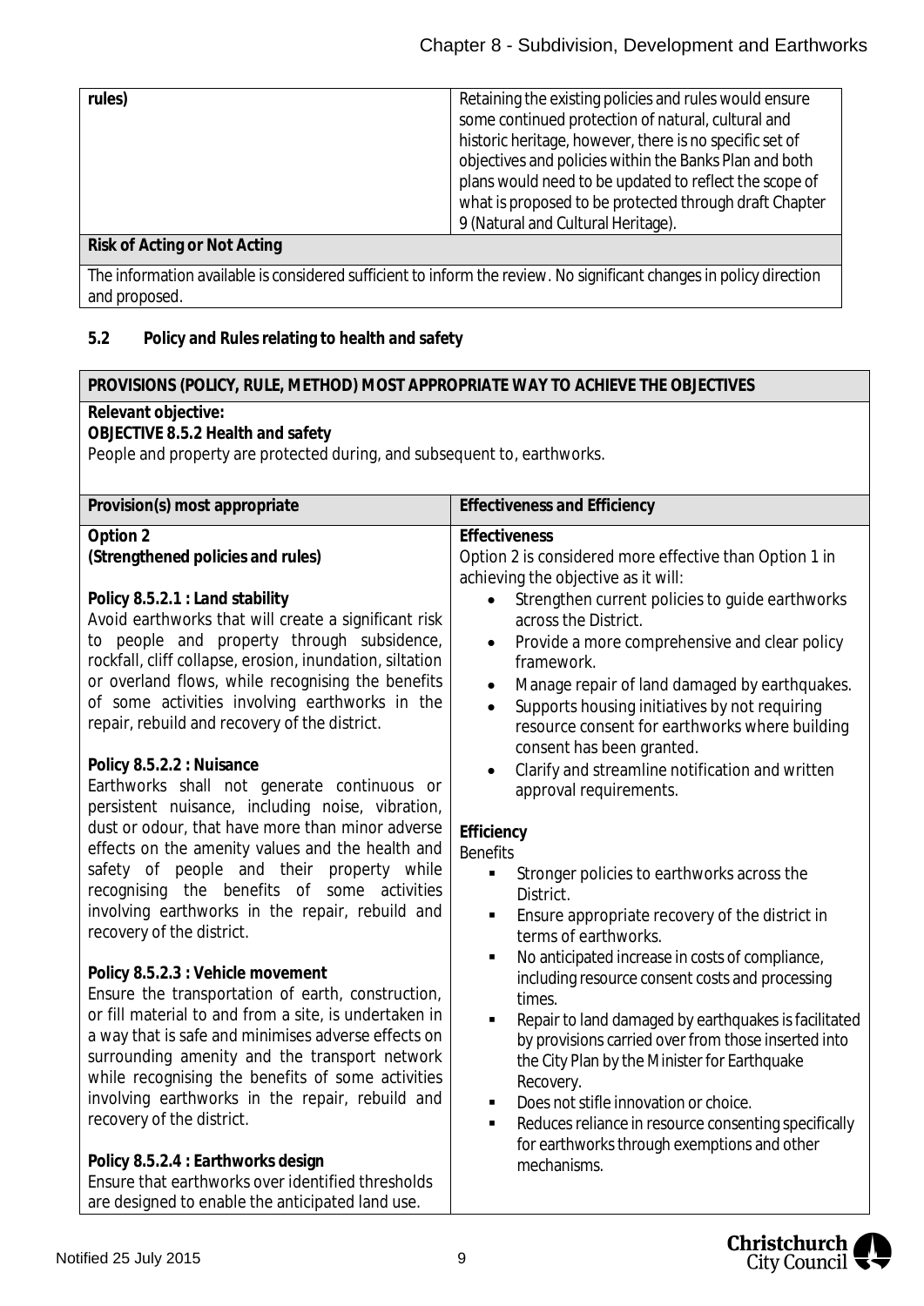| rules) | Retaining the existing policies and rules would ensure some continued protection of natural, cultural and historic heritage, however, there is no specific set of objectives and policies within the Banks Plan and both plans would need to be updated to reflect the scope of what is proposed to be protected through draft Chapter 9 (Natural and Cultural Heritage). |
|---|---|
| **Risk of Acting or Not Acting** | |
| The information available is considered sufficient to inform the review. No significant changes in policy direction and proposed. | |

### 5.2 Policy and Rules relating to health and safety

| **PROVISIONS (POLICY, RULE, METHOD) MOST APPROPRIATE WAY TO ACHIEVE THE OBJECTIVES** | |
|---|---|
| **Relevant objective:**<br>**OBJECTIVE 8.5.2 Health and safety**<br>People and property are protected during, and subsequent to, earthworks. | |
| **Provision(s) most appropriate** | **Effectiveness and Efficiency** |
| **Option 2**<br>**(Strengthened policies and rules)**<br><br>**Policy 8.5.2.1 : Land stability**<br>Avoid earthworks that will create a significant risk to people and property through subsidence, rockfall, cliff collapse, erosion, inundation, siltation or overland flows, while recognising the benefits of some activities involving earthworks in the repair, rebuild and recovery of the district.<br><br>**Policy 8.5.2.2 : Nuisance**<br>Earthworks shall not generate continuous or persistent nuisance, including noise, vibration, dust or odour, that have more than minor adverse effects on the amenity values and the health and safety of people and their property while recognising the benefits of some activities involving earthworks in the repair, rebuild and recovery of the district.<br><br>**Policy 8.5.2.3 : Vehicle movement**<br>Ensure the transportation of earth, construction, or fill material to and from a site, is undertaken in a way that is safe and minimises adverse effects on surrounding amenity and the transport network while recognising the benefits of some activities involving earthworks in the repair, rebuild and recovery of the district.<br><br>**Policy 8.5.2.4 : Earthworks design**<br>Ensure that earthworks over identified thresholds are designed to enable the anticipated land use. | **Effectiveness**<br>Option 2 is considered more effective than Option 1 in achieving the objective as it will:<br>• Strengthen current policies to guide earthworks across the District.<br>• Provide a more comprehensive and clear policy framework.<br>• Manage repair of land damaged by earthquakes.<br>• Supports housing initiatives by not requiring resource consent for earthworks where building consent has been granted.<br>• Clarify and streamline notification and written approval requirements.<br><br>**Efficiency**<br>Benefits<br>▪ Stronger policies to earthworks across the District.<br>▪ Ensure appropriate recovery of the district in terms of earthworks.<br>▪ No anticipated increase in costs of compliance, including resource consent costs and processing times.<br>▪ Repair to land damaged by earthquakes is facilitated by provisions carried over from those inserted into the City Plan by the Minister for Earthquake Recovery.<br>▪ Does not stifle innovation or choice.<br>▪ Reduces reliance in resource consenting specifically for earthworks through exemptions and other mechanisms. |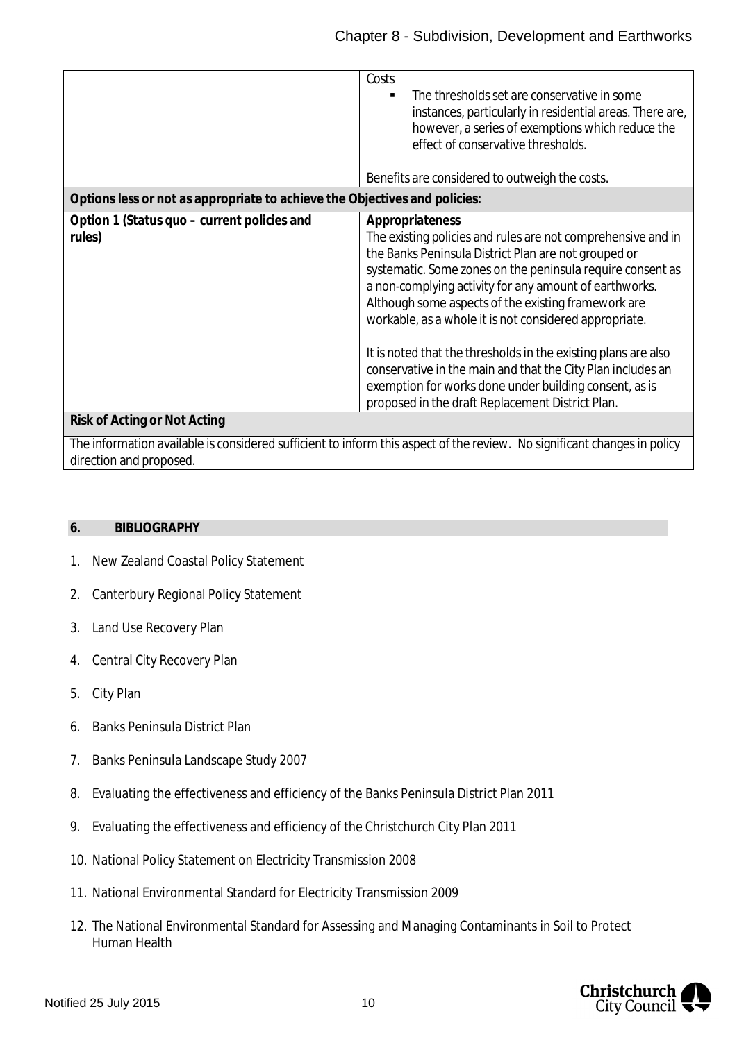| | |
|---|---|
| | Costs<br>▪ The thresholds set are conservative in some instances, particularly in residential areas. There are, however, a series of exemptions which reduce the effect of conservative thresholds.<br><br>Benefits are considered to outweigh the costs. |
| **Options less or not as appropriate to achieve the Objectives and policies:** | |
| **Option 1 (Status quo – current policies and rules)** | **Appropriateness**<br>The existing policies and rules are not comprehensive and in the Banks Peninsula District Plan are not grouped or systematic. Some zones on the peninsula require consent as a non-complying activity for any amount of earthworks. Although some aspects of the existing framework are workable, as a whole it is not considered appropriate.<br><br>It is noted that the thresholds in the existing plans are also conservative in the main and that the City Plan includes an exemption for works done under building consent, as is proposed in the draft Replacement District Plan. |
| **Risk of Acting or Not Acting** | |
| The information available is considered sufficient to inform this aspect of the review. No significant changes in policy direction and proposed. | |

## 6. BIBLIOGRAPHY

1. New Zealand Coastal Policy Statement
2. Canterbury Regional Policy Statement
3. Land Use Recovery Plan
4. Central City Recovery Plan
5. City Plan
6. Banks Peninsula District Plan
7. Banks Peninsula Landscape Study 2007
8. Evaluating the effectiveness and efficiency of the Banks Peninsula District Plan 2011
9. Evaluating the effectiveness and efficiency of the Christchurch City Plan 2011
10. National Policy Statement on Electricity Transmission 2008
11. National Environmental Standard for Electricity Transmission 2009
12. The National Environmental Standard for Assessing and Managing Contaminants in Soil to Protect Human Health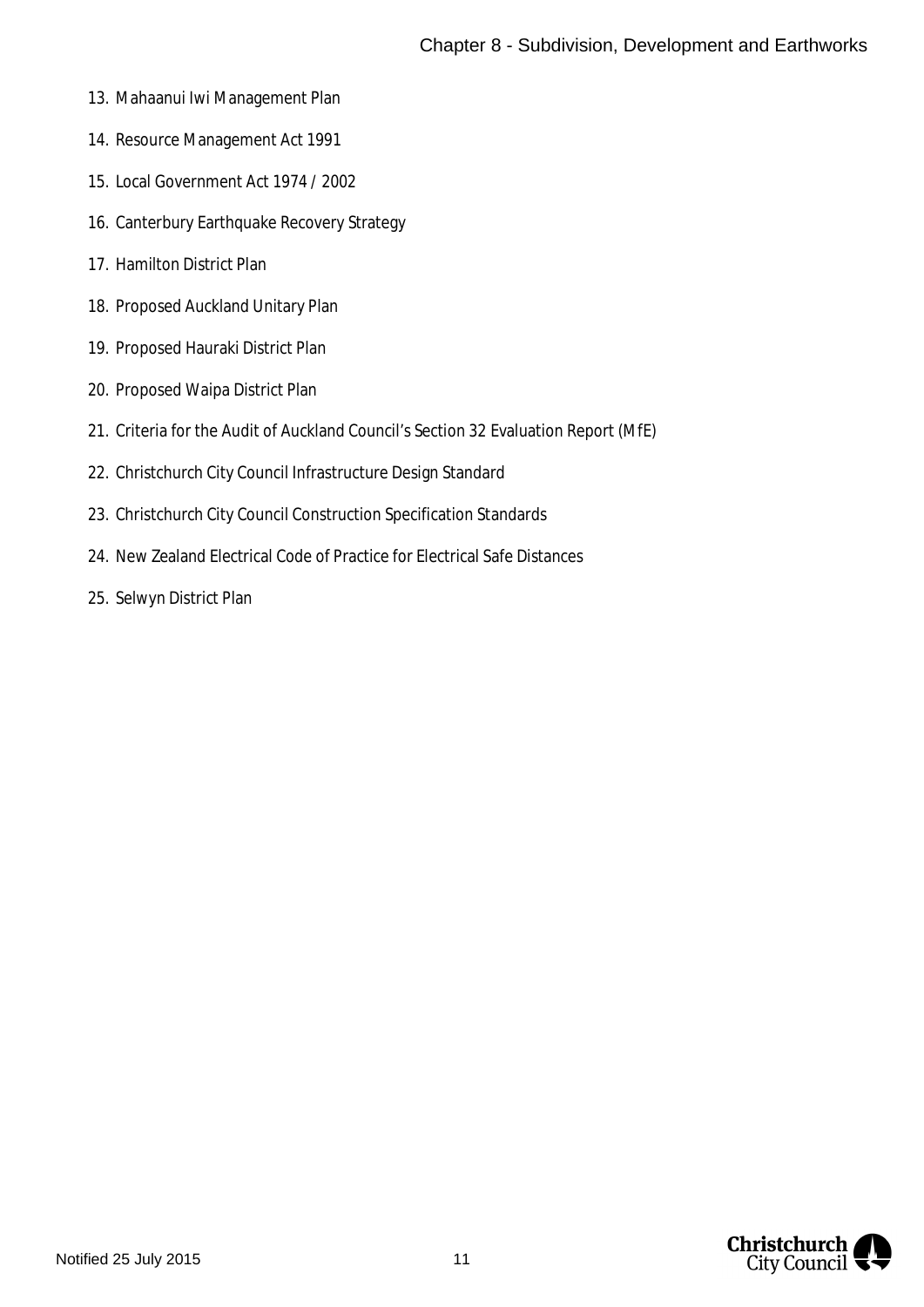13. Mahaanui Iwi Management Plan
14. Resource Management Act 1991
15. Local Government Act 1974 / 2002
16. Canterbury Earthquake Recovery Strategy
17. Hamilton District Plan
18. Proposed Auckland Unitary Plan
19. Proposed Hauraki District Plan
20. Proposed Waipa District Plan
21. Criteria for the Audit of Auckland Council's Section 32 Evaluation Report (MfE)
22. Christchurch City Council Infrastructure Design Standard
23. Christchurch City Council Construction Specification Standards
24. New Zealand Electrical Code of Practice for Electrical Safe Distances
25. Selwyn District Plan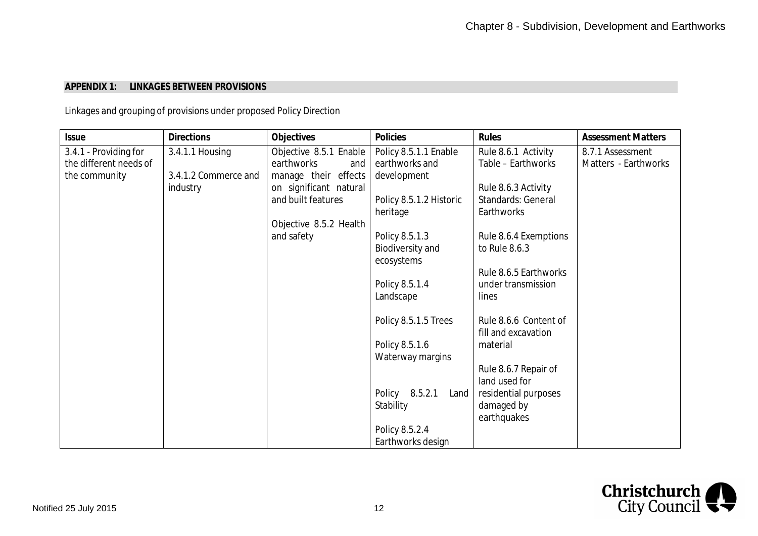## APPENDIX 1: LINKAGES BETWEEN PROVISIONS

Linkages and grouping of provisions under proposed Policy Direction

| Issue | Directions | Objectives | Policies | Rules | Assessment Matters |
|---|---|---|---|---|---|
| 3.4.1 - Providing for the different needs of the community | 3.4.1.1 Housing<br><br>3.4.1.2 Commerce and industry | Objective 8.5.1 Enable earthworks and manage their effects on significant natural and built features<br><br>Objective 8.5.2 Health and safety | Policy 8.5.1.1 Enable earthworks and development<br><br>Policy 8.5.1.2 Historic heritage<br><br>Policy 8.5.1.3 Biodiversity and ecosystems<br><br>Policy 8.5.1.4 Landscape<br><br>Policy 8.5.1.5 Trees<br><br>Policy 8.5.1.6 Waterway margins<br><br>Policy 8.5.2.1 Land Stability<br><br>Policy 8.5.2.4 Earthworks design | Rule 8.6.1 Activity Table – Earthworks<br><br>Rule 8.6.3 Activity Standards: General Earthworks<br><br>Rule 8.6.4 Exemptions to Rule 8.6.3<br><br>Rule 8.6.5 Earthworks under transmission lines<br><br>Rule 8.6.6 Content of fill and excavation material<br><br>Rule 8.6.7 Repair of land used for residential purposes damaged by earthquakes | 8.7.1 Assessment Matters - Earthworks |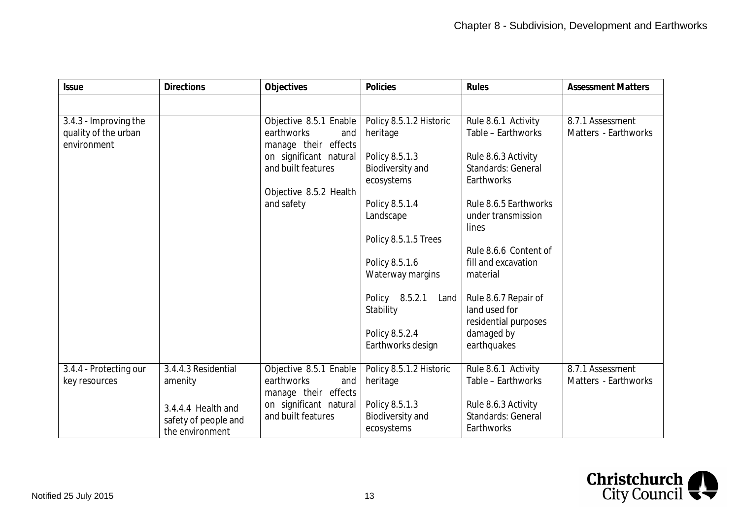| Issue | Directions | Objectives | Policies | Rules | Assessment Matters |
|---|---|---|---|---|---|
| | | | | | |
| 3.4.3 - Improving the quality of the urban environment | | Objective 8.5.1 Enable earthworks and manage their effects on significant natural and built features<br><br>Objective 8.5.2 Health and safety | Policy 8.5.1.2 Historic heritage<br><br>Policy 8.5.1.3 Biodiversity and ecosystems<br><br>Policy 8.5.1.4 Landscape<br><br>Policy 8.5.1.5 Trees<br><br>Policy 8.5.1.6 Waterway margins<br><br>Policy 8.5.2.1 Land Stability<br><br>Policy 8.5.2.4 Earthworks design | Rule 8.6.1 Activity Table – Earthworks<br><br>Rule 8.6.3 Activity Standards: General Earthworks<br><br>Rule 8.6.5 Earthworks under transmission lines<br><br>Rule 8.6.6 Content of fill and excavation material<br><br>Rule 8.6.7 Repair of land used for residential purposes damaged by earthquakes | 8.7.1 Assessment Matters - Earthworks |
| 3.4.4 - Protecting our key resources | 3.4.4.3 Residential amenity<br><br>3.4.4.4 Health and safety of people and the environment | Objective 8.5.1 Enable earthworks and manage their effects on significant natural and built features | Policy 8.5.1.2 Historic heritage<br><br>Policy 8.5.1.3 Biodiversity and ecosystems | Rule 8.6.1 Activity Table – Earthworks<br><br>Rule 8.6.3 Activity Standards: General Earthworks | 8.7.1 Assessment Matters - Earthworks |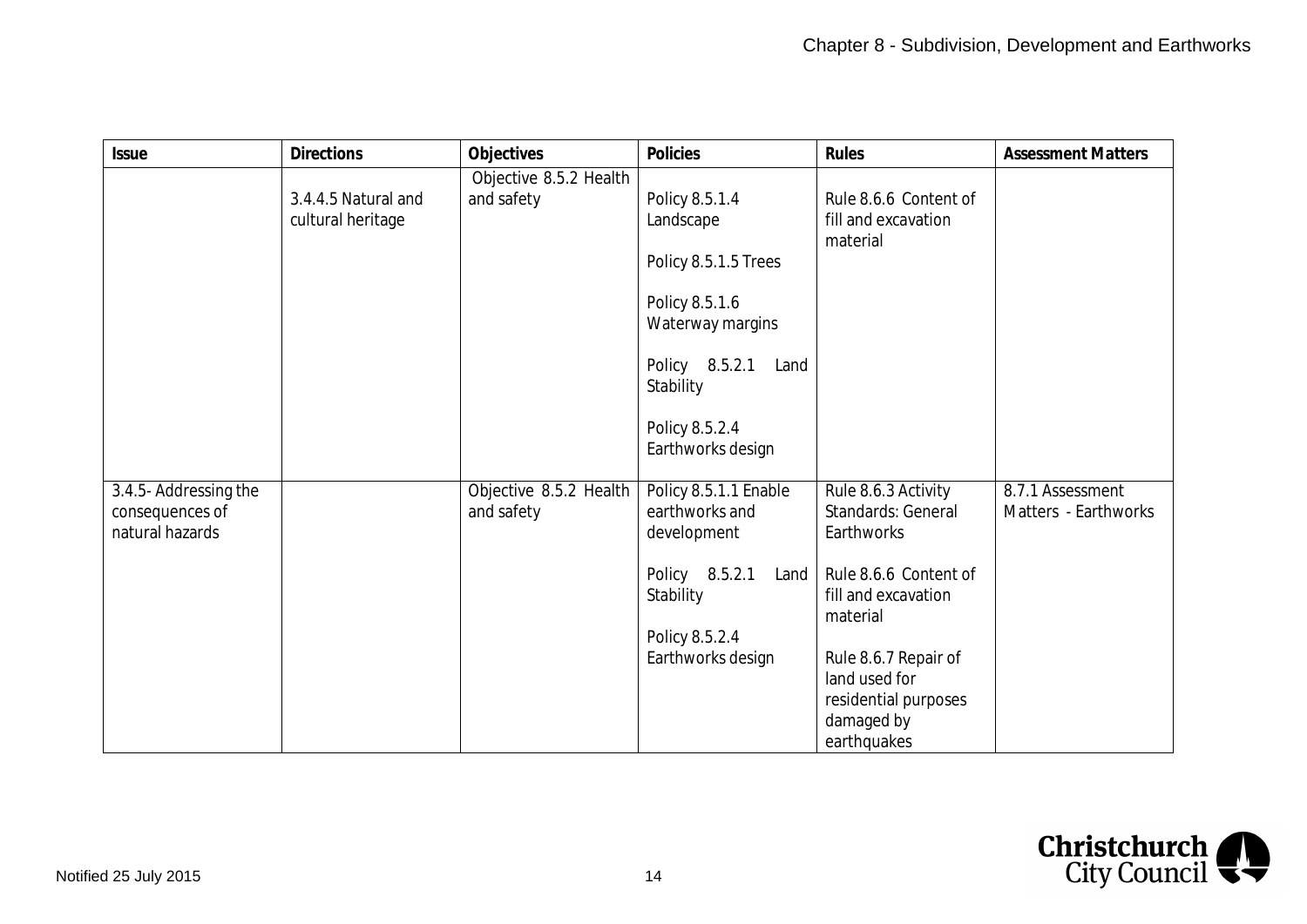| Issue | Directions | Objectives | Policies | Rules | Assessment Matters |
|---|---|---|---|---|---|
| | 3.4.4.5 Natural and cultural heritage | Objective 8.5.2 Health and safety | Policy 8.5.1.4 Landscape<br><br>Policy 8.5.1.5 Trees<br><br>Policy 8.5.1.6 Waterway margins<br><br>Policy 8.5.2.1 Land Stability<br><br>Policy 8.5.2.4 Earthworks design | Rule 8.6.6 Content of fill and excavation material | |
| 3.4.5- Addressing the consequences of natural hazards | | Objective 8.5.2 Health and safety | Policy 8.5.1.1 Enable earthworks and development<br><br>Policy 8.5.2.1 Land Stability<br><br>Policy 8.5.2.4 Earthworks design | Rule 8.6.3 Activity Standards: General Earthworks<br><br>Rule 8.6.6 Content of fill and excavation material<br><br>Rule 8.6.7 Repair of land used for residential purposes damaged by earthquakes | 8.7.1 Assessment Matters - Earthworks |